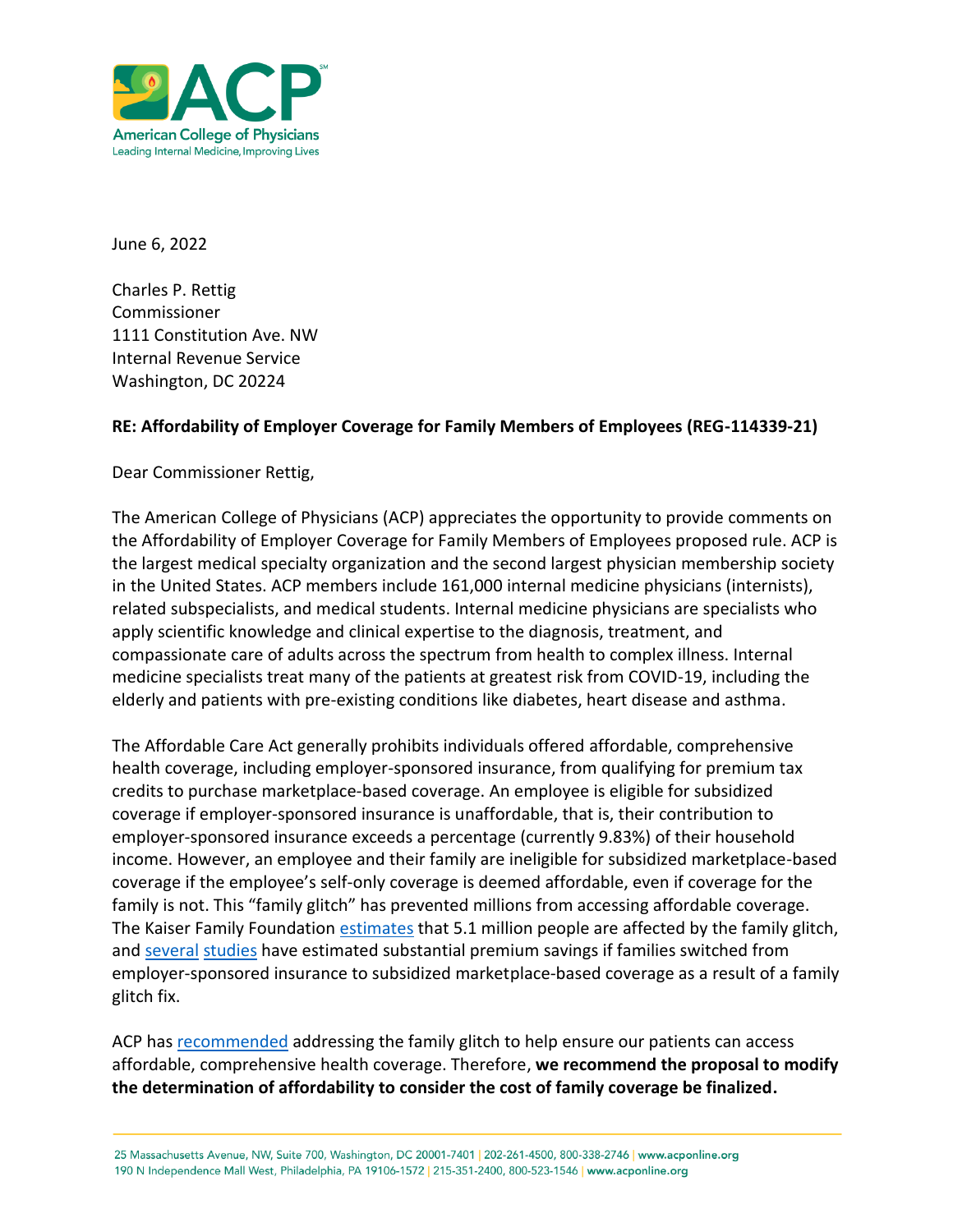American College of Physicians
Leading Internal Medicine, Improving Lives

June 6, 2022

Charles P. Rettig
Commissioner
1111 Constitution Ave. NW
Internal Revenue Service
Washington, DC 20224

**RE: Affordability of Employer Coverage for Family Members of Employees (REG-114339-21)**

Dear Commissioner Rettig,

The American College of Physicians (ACP) appreciates the opportunity to provide comments on the Affordability of Employer Coverage for Family Members of Employees proposed rule. ACP is the largest medical specialty organization and the second largest physician membership society in the United States. ACP members include 161,000 internal medicine physicians (internists), related subspecialists, and medical students. Internal medicine physicians are specialists who apply scientific knowledge and clinical expertise to the diagnosis, treatment, and compassionate care of adults across the spectrum from health to complex illness. Internal medicine specialists treat many of the patients at greatest risk from COVID-19, including the elderly and patients with pre-existing conditions like diabetes, heart disease and asthma.

The Affordable Care Act generally prohibits individuals offered affordable, comprehensive health coverage, including employer-sponsored insurance, from qualifying for premium tax credits to purchase marketplace-based coverage. An employee is eligible for subsidized coverage if employer-sponsored insurance is unaffordable, that is, their contribution to employer-sponsored insurance exceeds a percentage (currently 9.83%) of their household income. However, an employee and their family are ineligible for subsidized marketplace-based coverage if the employee's self-only coverage is deemed affordable, even if coverage for the family is not. This "family glitch" has prevented millions from accessing affordable coverage. The Kaiser Family Foundation estimates that 5.1 million people are affected by the family glitch, and several studies have estimated substantial premium savings if families switched from employer-sponsored insurance to subsidized marketplace-based coverage as a result of a family glitch fix.

ACP has recommended addressing the family glitch to help ensure our patients can access affordable, comprehensive health coverage. Therefore, **we recommend the proposal to modify the determination of affordability to consider the cost of family coverage be finalized.**

25 Massachusetts Avenue, NW, Suite 700, Washington, DC 20001-7401 | 202-261-4500, 800-338-2746 | www.acponline.org
190 N Independence Mall West, Philadelphia, PA 19106-1572 | 215-351-2400, 800-523-1546 | www.acponline.org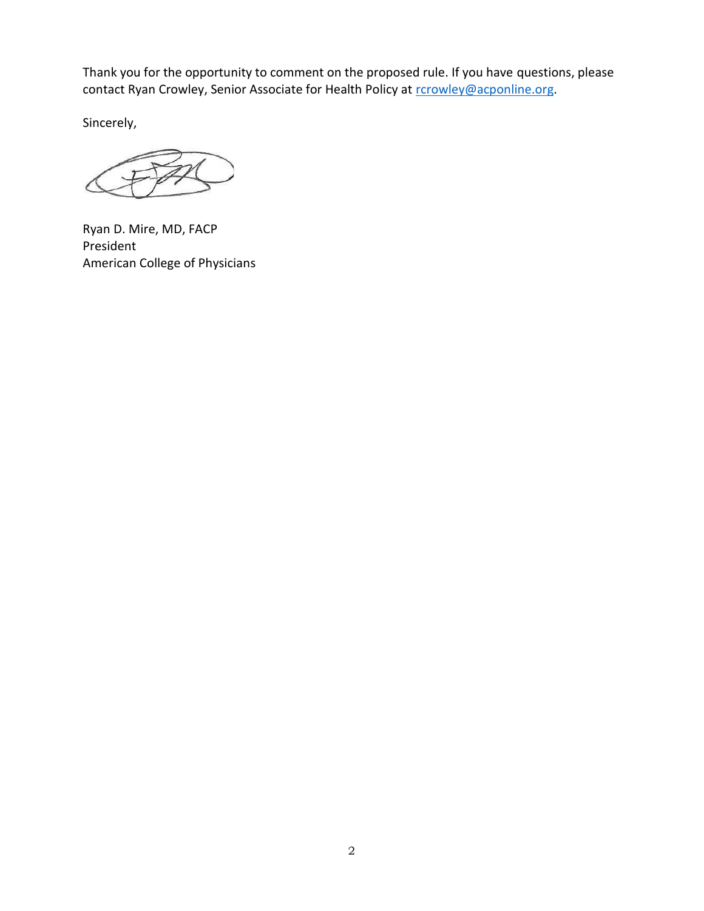Thank you for the opportunity to comment on the proposed rule. If you have questions, please contact Ryan Crowley, Senior Associate for Health Policy at [rcrowley@acponline.org](mailto:rcrowley@acponline.org).

Sincerely,

Ryan D. Mire, MD, FACP
President
American College of Physicians